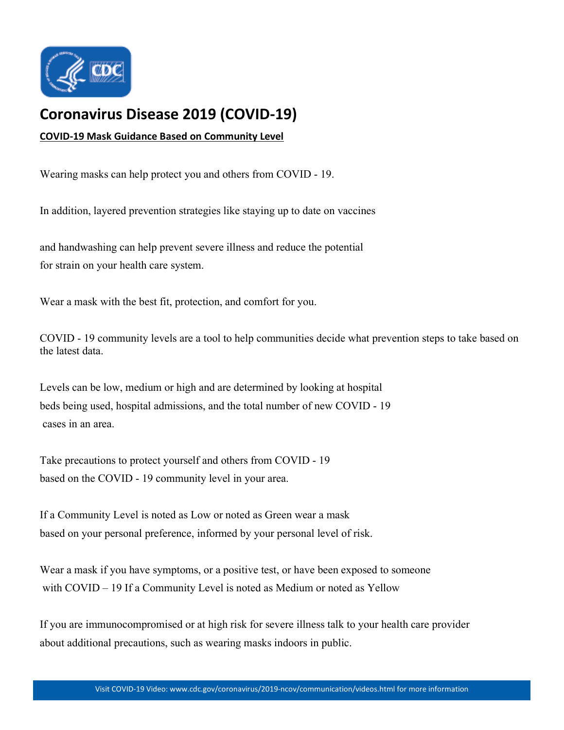# Coronavirus Disease 2019 (COVID-19)

**COVID-19 Mask Guidance Based on Community Level**

Wearing masks can help protect you and others from COVID - 19.

In addition, layered prevention strategies like staying up to date on vaccines

and handwashing can help prevent severe illness and reduce the potential for strain on your health care system.

Wear a mask with the best fit, protection, and comfort for you.

COVID - 19 community levels are a tool to help communities decide what prevention steps to take based on the latest data.

Levels can be low, medium or high and are determined by looking at hospital beds being used, hospital admissions, and the total number of new COVID - 19 cases in an area.

Take precautions to protect yourself and others from COVID - 19 based on the COVID - 19 community level in your area.

If a Community Level is noted as Low or noted as Green wear a mask based on your personal preference, informed by your personal level of risk.

Wear a mask if you have symptoms, or a positive test, or have been exposed to someone with COVID – 19 If a Community Level is noted as Medium or noted as Yellow

If you are immunocompromised or at high risk for severe illness talk to your health care provider about additional precautions, such as wearing masks indoors in public.

Visit COVID-19 Video: www.cdc.gov/coronavirus/2019-ncov/communication/videos.html for more information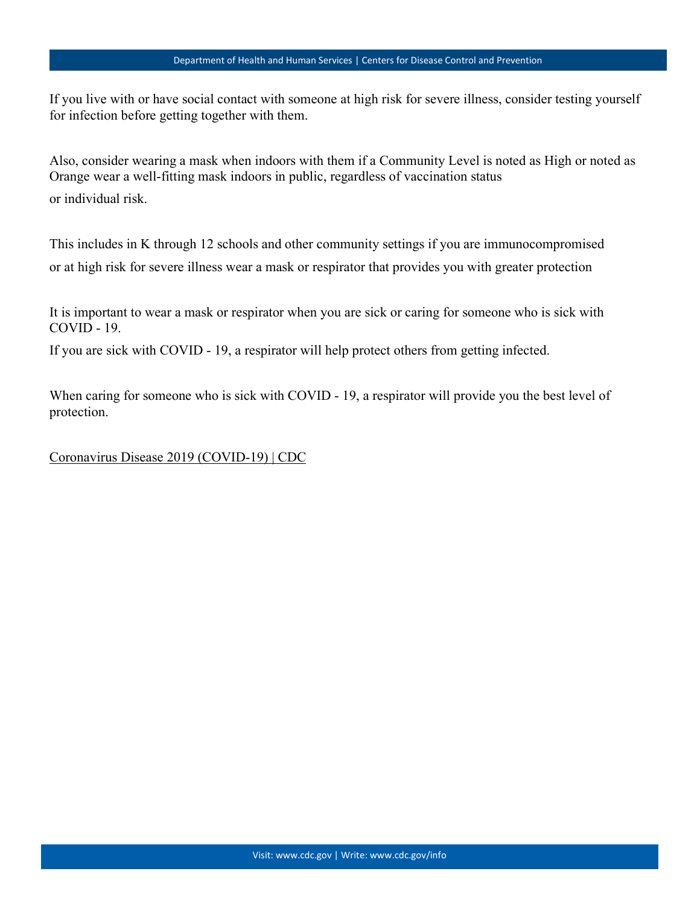If you live with or have social contact with someone at high risk for severe illness, consider testing yourself for infection before getting together with them.

Also, consider wearing a mask when indoors with them if a Community Level is noted as High or noted as Orange wear a well-fitting mask indoors in public, regardless of vaccination status or individual risk.

This includes in K through 12 schools and other community settings if you are immunocompromised or at high risk for severe illness wear a mask or respirator that provides you with greater protection

It is important to wear a mask or respirator when you are sick or caring for someone who is sick with COVID - 19.

If you are sick with COVID - 19, a respirator will help protect others from getting infected.

When caring for someone who is sick with COVID - 19, a respirator will provide you the best level of protection.

Coronavirus Disease 2019 (COVID-19) | CDC